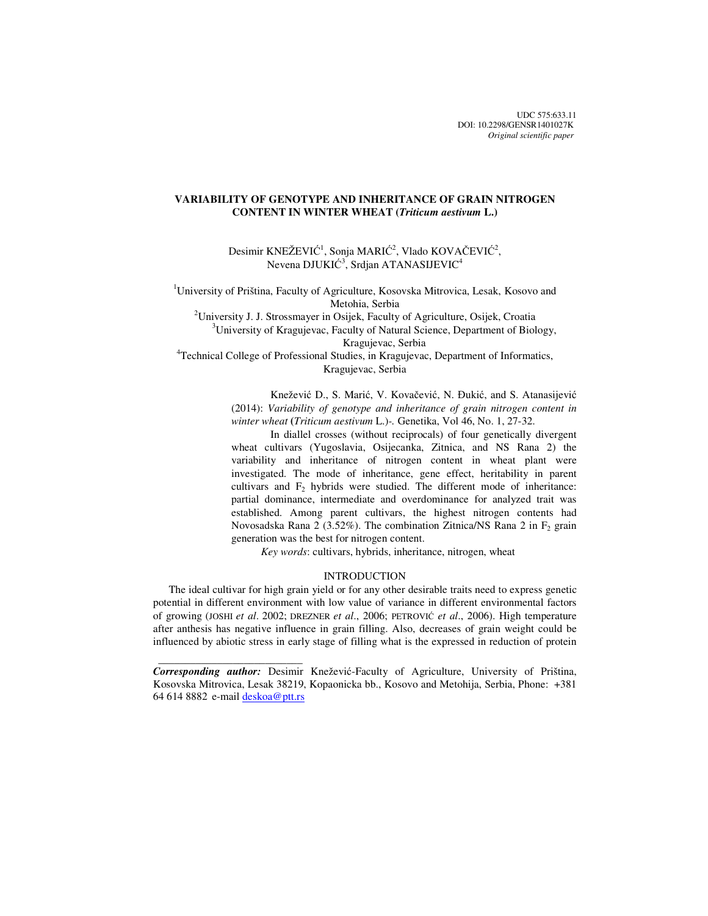UDC 575:633.11
DOI: 10.2298/GENSR1401027K
*Original scientific paper*

# VARIABILITY OF GENOTYPE AND INHERITANCE OF GRAIN NITROGEN CONTENT IN WINTER WHEAT (*Triticum aestivum* L.)

Desimir KNEŽEVIĆ[1], Sonja MARIĆ[2], Vlado KOVAČEVIĆ[2], Nevena DJUKIĆ[3], Srdjan ATANASIJEVIC[4]

[1]University of Priština, Faculty of Agriculture, Kosovska Mitrovica, Lesak, Kosovo and Metohia, Serbia
[2]University J. J. Strossmayer in Osijek, Faculty of Agriculture, Osijek, Croatia
[3]University of Kragujevac, Faculty of Natural Science, Department of Biology, Kragujevac, Serbia
[4]Technical College of Professional Studies, in Kragujevac, Department of Informatics, Kragujevac, Serbia

Knežević D., S. Marić, V. Kovačević, N. Đukić, and S. Atanasijević (2014): *Variability of genotype and inheritance of grain nitrogen content in winter wheat* (*Triticum aestivum* L.)-. Genetika, Vol 46, No. 1, 27-32.

In diallel crosses (without reciprocals) of four genetically divergent wheat cultivars (Yugoslavia, Osijecanka, Zitnica, and NS Rana 2) the variability and inheritance of nitrogen content in wheat plant were investigated. The mode of inheritance, gene effect, heritability in parent cultivars and $F_2$ hybrids were studied. The different mode of inheritance: partial dominance, intermediate and overdominance for analyzed trait was established. Among parent cultivars, the highest nitrogen contents had Novosadska Rana 2 (3.52%). The combination Zitnica/NS Rana 2 in $F_2$ grain generation was the best for nitrogen content.

*Key words*: cultivars, hybrids, inheritance, nitrogen, wheat

## INTRODUCTION

The ideal cultivar for high grain yield or for any other desirable traits need to express genetic potential in different environment with low value of variance in different environmental factors of growing (JOSHI *et al*. 2002; DREZNER *et al*., 2006; PETROVIĆ *et al*., 2006). High temperature after anthesis has negative influence in grain filling. Also, decreases of grain weight could be influenced by abiotic stress in early stage of filling what is the expressed in reduction of protein

---

***Corresponding author:*** Desimir Knežević-Faculty of Agriculture, University of Priština, Kosovska Mitrovica, Lesak 38219, Kopaonicka bb., Kosovo and Metohija, Serbia, Phone: +381 64 614 8882 e-mail deskoa@ptt.rs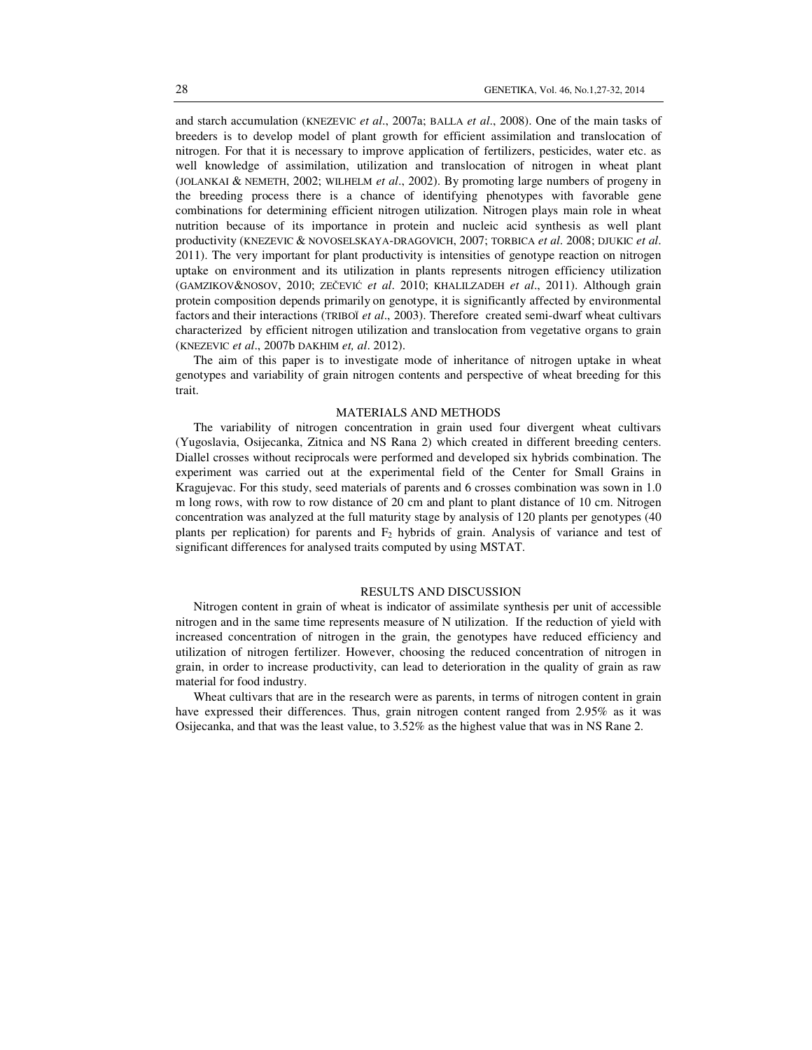and starch accumulation (KNEZEVIC *et al*., 2007a; BALLA *et al*., 2008). One of the main tasks of breeders is to develop model of plant growth for efficient assimilation and translocation of nitrogen. For that it is necessary to improve application of fertilizers, pesticides, water etc. as well knowledge of assimilation, utilization and translocation of nitrogen in wheat plant (JOLANKAI & NEMETH, 2002; WILHELM *et al*., 2002). By promoting large numbers of progeny in the breeding process there is a chance of identifying phenotypes with favorable gene combinations for determining efficient nitrogen utilization. Nitrogen plays main role in wheat nutrition because of its importance in protein and nucleic acid synthesis as well plant productivity (KNEZEVIC & NOVOSELSKAYA-DRAGOVICH, 2007; TORBICA *et al*. 2008; DJUKIC *et al*. 2011). The very important for plant productivity is intensities of genotype reaction on nitrogen uptake on environment and its utilization in plants represents nitrogen efficiency utilization (GAMZIKOV&NOSOV, 2010; ZEČEVIĆ *et al*. 2010; KHALILZADEH *et al*., 2011). Although grain protein composition depends primarily on genotype, it is significantly affected by environmental factors and their interactions (TRIBOÏ *et al*., 2003). Therefore created semi-dwarf wheat cultivars characterized by efficient nitrogen utilization and translocation from vegetative organs to grain (KNEZEVIC *et al*., 2007b DAKHIM *et, al*. 2012).

The aim of this paper is to investigate mode of inheritance of nitrogen uptake in wheat genotypes and variability of grain nitrogen contents and perspective of wheat breeding for this trait.

## MATERIALS AND METHODS

The variability of nitrogen concentration in grain used four divergent wheat cultivars (Yugoslavia, Osijecanka, Zitnica and NS Rana 2) which created in different breeding centers. Diallel crosses without reciprocals were performed and developed six hybrids combination. The experiment was carried out at the experimental field of the Center for Small Grains in Kragujevac. For this study, seed materials of parents and 6 crosses combination was sown in 1.0 m long rows, with row to row distance of 20 cm and plant to plant distance of 10 cm. Nitrogen concentration was analyzed at the full maturity stage by analysis of 120 plants per genotypes (40 plants per replication) for parents and $F_2$ hybrids of grain. Analysis of variance and test of significant differences for analysed traits computed by using MSTAT.

## RESULTS AND DISCUSSION

Nitrogen content in grain of wheat is indicator of assimilate synthesis per unit of accessible nitrogen and in the same time represents measure of N utilization. If the reduction of yield with increased concentration of nitrogen in the grain, the genotypes have reduced efficiency and utilization of nitrogen fertilizer. However, choosing the reduced concentration of nitrogen in grain, in order to increase productivity, can lead to deterioration in the quality of grain as raw material for food industry.

Wheat cultivars that are in the research were as parents, in terms of nitrogen content in grain have expressed their differences. Thus, grain nitrogen content ranged from 2.95% as it was Osijecanka, and that was the least value, to 3.52% as the highest value that was in NS Rane 2.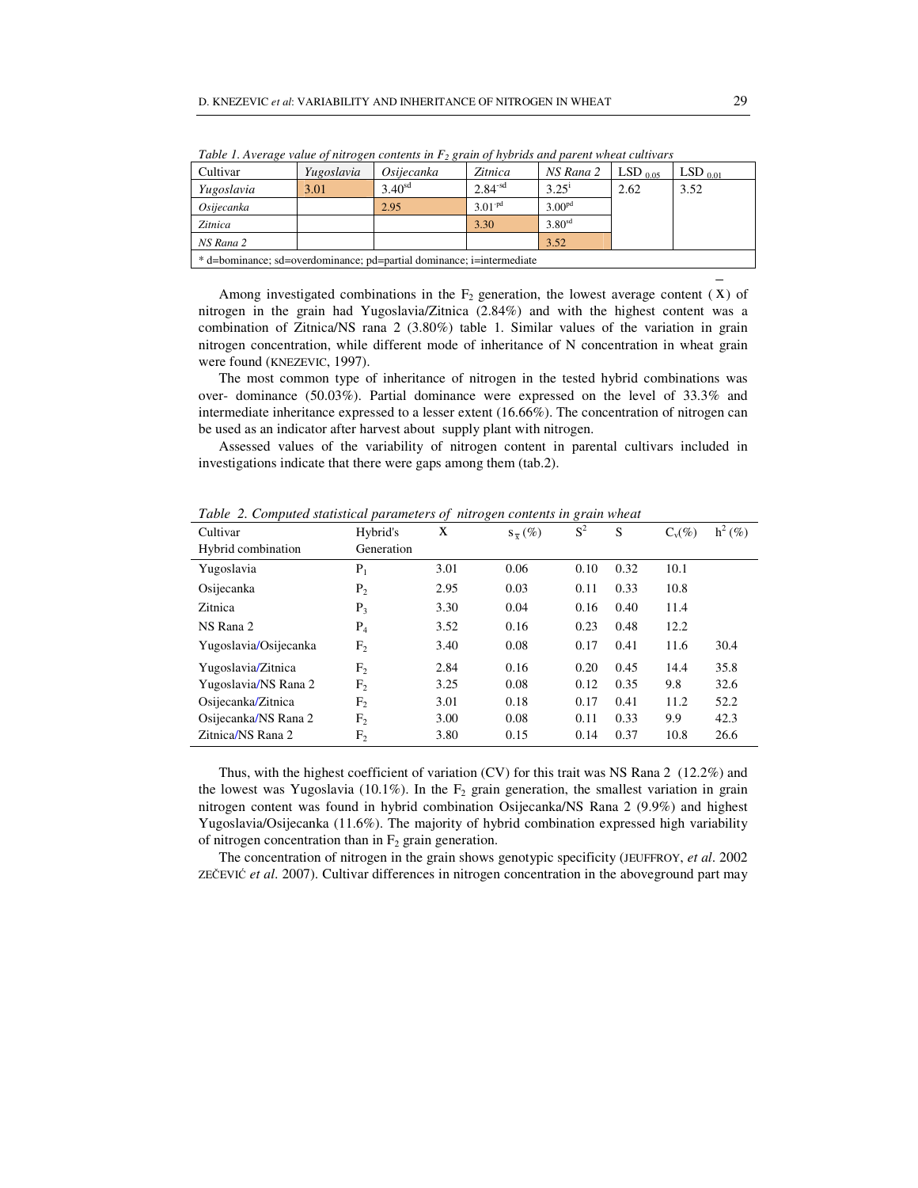*Table 1. Average value of nitrogen contents in $F_2$ grain of hybrids and parent wheat cultivars*

| Cultivar | *Yugoslavia* | *Osijecanka* | *Zitnica* | *NS Rana 2* | LSD $_{0.05}$ | LSD $_{0.01}$ |
|---|---|---|---|---|---|---|
| *Yugoslavia* | 3.01 | $3.40^{sd}$ | $2.84^{-sd}$ | $3.25^{i}$ | 2.62 | 3.52 |
| *Osijecanka* | | 2.95 | $3.01^{-pd}$ | $3.00^{pd}$ | | |
| *Zitnica* | | | 3.30 | $3.80^{sd}$ | | |
| *NS Rana 2* | | | | 3.52 | | |

\* d=dominance; sd=overdominance; pd=partial dominance; i=intermediate

Among investigated combinations in the $F_2$ generation, the lowest average content ($\bar{X}$) of nitrogen in the grain had Yugoslavia/Zitnica (2.84%) and with the highest content was a combination of Zitnica/NS rana 2 (3.80%) table 1. Similar values of the variation in grain nitrogen concentration, while different mode of inheritance of N concentration in wheat grain were found (KNEZEVIC, 1997).

The most common type of inheritance of nitrogen in the tested hybrid combinations was over- dominance (50.03%). Partial dominance were expressed on the level of 33.3% and intermediate inheritance expressed to a lesser extent (16.66%). The concentration of nitrogen can be used as an indicator after harvest about supply plant with nitrogen.

Assessed values of the variability of nitrogen content in parental cultivars included in investigations indicate that there were gaps among them (tab.2).

*Table 2. Computed statistical parameters of nitrogen contents in grain wheat*

| Cultivar Hybrid combination | Hybrid's Generation | X | $s_{\bar{x}}$ (%) | $S^2$ | S | $C_v$(%) | $h^2$ (%) |
|---|---|---|---|---|---|---|---|
| Yugoslavia | $P_1$ | 3.01 | 0.06 | 0.10 | 0.32 | 10.1 | |
| Osijecanka | $P_2$ | 2.95 | 0.03 | 0.11 | 0.33 | 10.8 | |
| Zitnica | $P_3$ | 3.30 | 0.04 | 0.16 | 0.40 | 11.4 | |
| NS Rana 2 | $P_4$ | 3.52 | 0.16 | 0.23 | 0.48 | 12.2 | |
| Yugoslavia/Osijecanka | $F_2$ | 3.40 | 0.08 | 0.17 | 0.41 | 11.6 | 30.4 |
| Yugoslavia/Zitnica | $F_2$ | 2.84 | 0.16 | 0.20 | 0.45 | 14.4 | 35.8 |
| Yugoslavia/NS Rana 2 | $F_2$ | 3.25 | 0.08 | 0.12 | 0.35 | 9.8 | 32.6 |
| Osijecanka/Zitnica | $F_2$ | 3.01 | 0.18 | 0.17 | 0.41 | 11.2 | 52.2 |
| Osijecanka/NS Rana 2 | $F_2$ | 3.00 | 0.08 | 0.11 | 0.33 | 9.9 | 42.3 |
| Zitnica/NS Rana 2 | $F_2$ | 3.80 | 0.15 | 0.14 | 0.37 | 10.8 | 26.6 |

Thus, with the highest coefficient of variation (CV) for this trait was NS Rana 2 (12.2%) and the lowest was Yugoslavia (10.1%). In the $F_2$ grain generation, the smallest variation in grain nitrogen content was found in hybrid combination Osijecanka/NS Rana 2 (9.9%) and highest Yugoslavia/Osijecanka (11.6%). The majority of hybrid combination expressed high variability of nitrogen concentration than in $F_2$ grain generation.

The concentration of nitrogen in the grain shows genotypic specificity (JEUFFROY, *et al*. 2002 ZEČEVIĆ *et al*. 2007). Cultivar differences in nitrogen concentration in the aboveground part may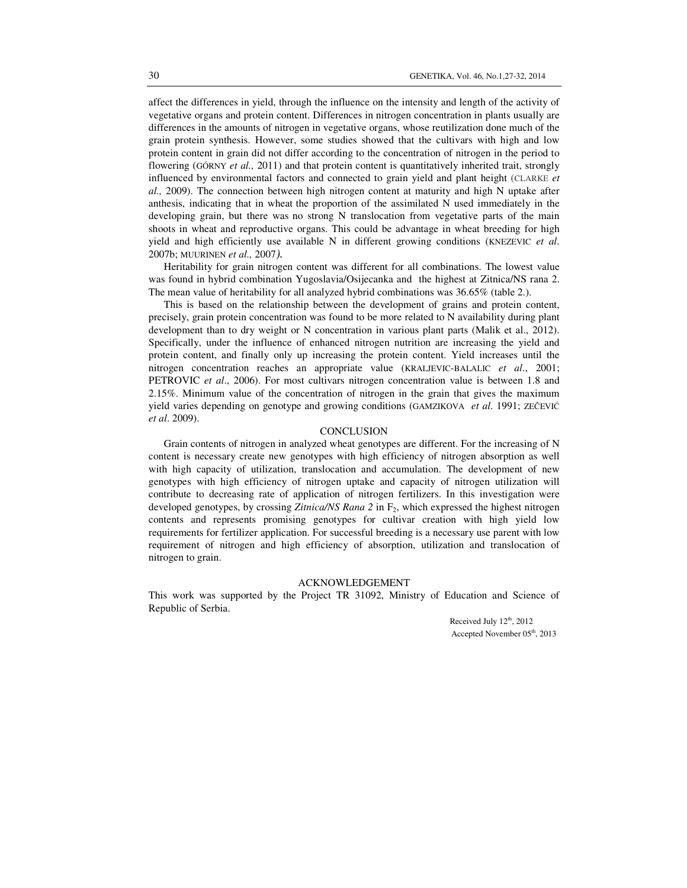affect the differences in yield, through the influence on the intensity and length of the activity of vegetative organs and protein content. Differences in nitrogen concentration in plants usually are differences in the amounts of nitrogen in vegetative organs, whose reutilization done much of the grain protein synthesis. However, some studies showed that the cultivars with high and low protein content in grain did not differ according to the concentration of nitrogen in the period to flowering (GÓRNY *et al.,* 2011) and that protein content is quantitatively inherited trait, strongly influenced by environmental factors and connected to grain yield and plant height (CLARKE *et al.,* 2009). The connection between high nitrogen content at maturity and high N uptake after anthesis, indicating that in wheat the proportion of the assimilated N used immediately in the developing grain, but there was no strong N translocation from vegetative parts of the main shoots in wheat and reproductive organs. This could be advantage in wheat breeding for high yield and high efficiently use available N in different growing conditions (KNEZEVIC *et al*. 2007b; MUURINEN *et al.,* 2007*).*

Heritability for grain nitrogen content was different for all combinations. The lowest value was found in hybrid combination Yugoslavia/Osijecanka and the highest at Zitnica/NS rana 2. The mean value of heritability for all analyzed hybrid combinations was 36.65% (table 2.).

This is based on the relationship between the development of grains and protein content, precisely, grain protein concentration was found to be more related to N availability during plant development than to dry weight or N concentration in various plant parts (Malik et al., 2012). Specifically, under the influence of enhanced nitrogen nutrition are increasing the yield and protein content, and finally only up increasing the protein content. Yield increases until the nitrogen concentration reaches an appropriate value (KRALJEVIC-BALALIC *et al*., 2001; PETROVIC *et al*., 2006). For most cultivars nitrogen concentration value is between 1.8 and 2.15%. Minimum value of the concentration of nitrogen in the grain that gives the maximum yield varies depending on genotype and growing conditions (GAMZIKOVA *et al*. 1991; ZEČEVIĆ *et al*. 2009).

## CONCLUSION

Grain contents of nitrogen in analyzed wheat genotypes are different. For the increasing of N content is necessary create new genotypes with high efficiency of nitrogen absorption as well with high capacity of utilization, translocation and accumulation. The development of new genotypes with high efficiency of nitrogen uptake and capacity of nitrogen utilization will contribute to decreasing rate of application of nitrogen fertilizers. In this investigation were developed genotypes, by crossing *Zitnica/NS Rana 2* in $F_2$, which expressed the highest nitrogen contents and represents promising genotypes for cultivar creation with high yield low requirements for fertilizer application. For successful breeding is a necessary use parent with low requirement of nitrogen and high efficiency of absorption, utilization and translocation of nitrogen to grain.

## ACKNOWLEDGEMENT

This work was supported by the Project TR 31092, Ministry of Education and Science of Republic of Serbia.

Received July 12th, 2012
Accepted November 05th, 2013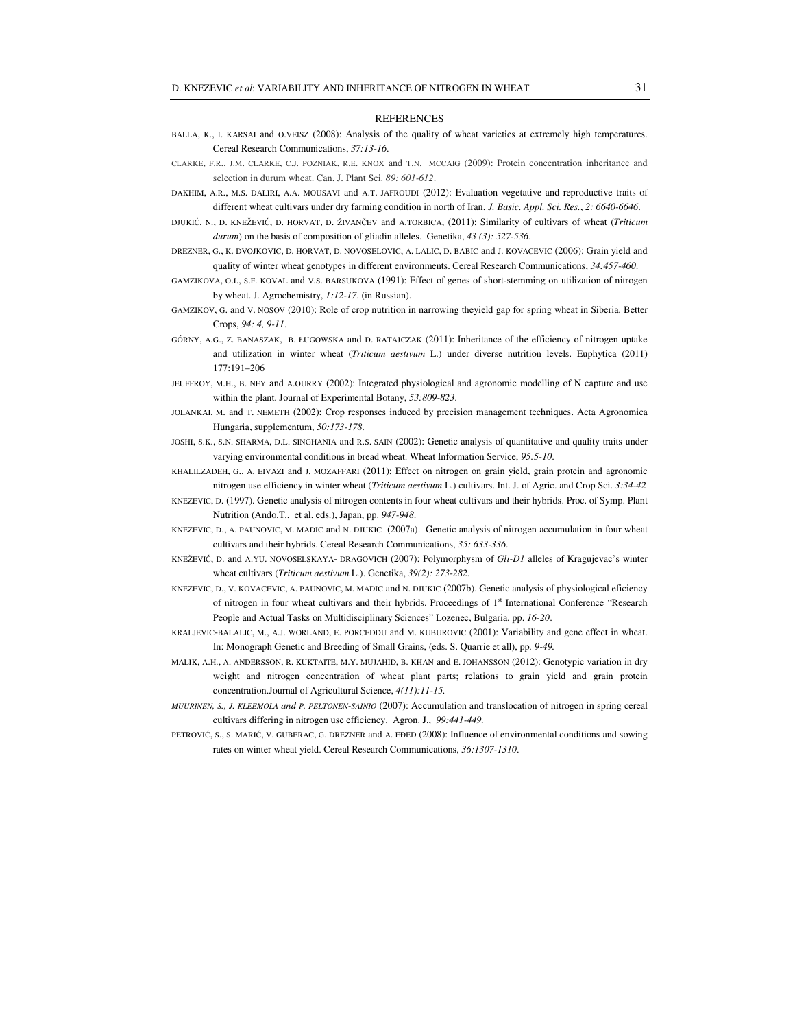## REFERENCES

BALLA, K., I. KARSAI and O.VEISZ (2008): Analysis of the quality of wheat varieties at extremely high temperatures. Cereal Research Communications, *37:13-16*.

CLARKE, F.R., J.M. CLARKE, C.J. POZNIAK, R.E. KNOX and T.N. MCCAIG (2009): Protein concentration inheritance and selection in durum wheat. Can. J. Plant Sci. *89: 601-612*.

DAKHIM, A.R., M.S. DALIRI, A.A. MOUSAVI and A.T. JAFROUDI (2012): Evaluation vegetative and reproductive traits of different wheat cultivars under dry farming condition in north of Iran. *J. Basic. Appl. Sci. Res., 2: 6640-6646*.

DJUKIĆ, N., D. KNEŽEVIĆ, D. HORVAT, D. ŽIVANČEV and A.TORBICA, (2011): Similarity of cultivars of wheat (*Triticum durum*) on the basis of composition of gliadin alleles. Genetika, *43 (3): 527-536*.

DREZNER, G., K. DVOJKOVIC, D. HORVAT, D. NOVOSELOVIC, A. LALIC, D. BABIC and J. KOVACEVIC (2006): Grain yield and quality of winter wheat genotypes in different environments. Cereal Research Communications, *34:457-460.*

GAMZIKOVA, O.I., S.F. KOVAL and V.S. BARSUKOVA (1991): Effect of genes of short-stemming on utilization of nitrogen by wheat. J. Agrochemistry, *1:12-17*. (in Russian).

GAMZIKOV, G. and V. NOSOV (2010): Role of crop nutrition in narrowing theyield gap for spring wheat in Siberia. Better Crops, *94: 4, 9-11*.

GÓRNY, A.G., Z. BANASZAK, B. ŁUGOWSKA and D. RATAJCZAK (2011): Inheritance of the efficiency of nitrogen uptake and utilization in winter wheat (*Triticum aestivum* L.) under diverse nutrition levels. Euphytica (2011) 177:191–206

JEUFFROY, M.H., B. NEY and A.OURRY (2002): Integrated physiological and agronomic modelling of N capture and use within the plant. Journal of Experimental Botany, *53:809-823*.

JOLANKAI, M. and T. NEMETH (2002): Crop responses induced by precision management techniques. Acta Agronomica Hungaria, supplementum, *50:173-178.*

JOSHI, S.K., S.N. SHARMA, D.L. SINGHANIA and R.S. SAIN (2002): Genetic analysis of quantitative and quality traits under varying environmental conditions in bread wheat. Wheat Information Service, *95:5-10*.

KHALILZADEH, G., A. EIVAZI and J. MOZAFFARI (2011): Effect on nitrogen on grain yield, grain protein and agronomic nitrogen use efficiency in winter wheat (*Triticum aestivum* L.) cultivars. Int. J. of Agric. and Crop Sci. *3:34-42*

KNEZEVIC, D. (1997). Genetic analysis of nitrogen contents in four wheat cultivars and their hybrids. Proc. of Symp. Plant Nutrition (Ando,T., et al. eds.), Japan, pp. *947-948*.

KNEZEVIC, D., A. PAUNOVIC, M. MADIC and N. DJUKIC (2007a). Genetic analysis of nitrogen accumulation in four wheat cultivars and their hybrids. Cereal Research Communications, *35: 633-336*.

KNEŽEVIĆ, D. and A.YU. NOVOSELSKAYA- DRAGOVICH (2007): Polymorphysm of *Gli-D1* alleles of Kragujevac's winter wheat cultivars (*Triticum aestivum* L.). Genetika, *39(2): 273-282*.

KNEZEVIC, D., V. KOVACEVIC, A. PAUNOVIC, M. MADIC and N. DJUKIC (2007b). Genetic analysis of physiological eficiency of nitrogen in four wheat cultivars and their hybrids. Proceedings of 1st International Conference "Research People and Actual Tasks on Multidisciplinary Sciences" Lozenec, Bulgaria, pp. *16-20*.

KRALJEVIC-BALALIC, M., A.J. WORLAND, E. PORCEDDU and M. KUBUROVIC (2001): Variability and gene effect in wheat. In: Monograph Genetic and Breeding of Small Grains, (eds. S. Quarrie et all), pp. *9-49.*

MALIK, A.H., A. ANDERSSON, R. KUKTAITE, M.Y. MUJAHID, B. KHAN and E. JOHANSSON (2012): Genotypic variation in dry weight and nitrogen concentration of wheat plant parts; relations to grain yield and grain protein concentration.Journal of Agricultural Science, *4(11):11-15.*

*MUURINEN, S., J. KLEEMOLA and P. PELTONEN-SAINIO* (2007): Accumulation and translocation of nitrogen in spring cereal cultivars differing in nitrogen use efficiency. Agron. J., *99:441-449.*

PETROVIĆ, S., S. MARIĆ, V. GUBERAC, G. DREZNER and A. EĐED (2008): Influence of environmental conditions and sowing rates on winter wheat yield. Cereal Research Communications, *36:1307-1310*.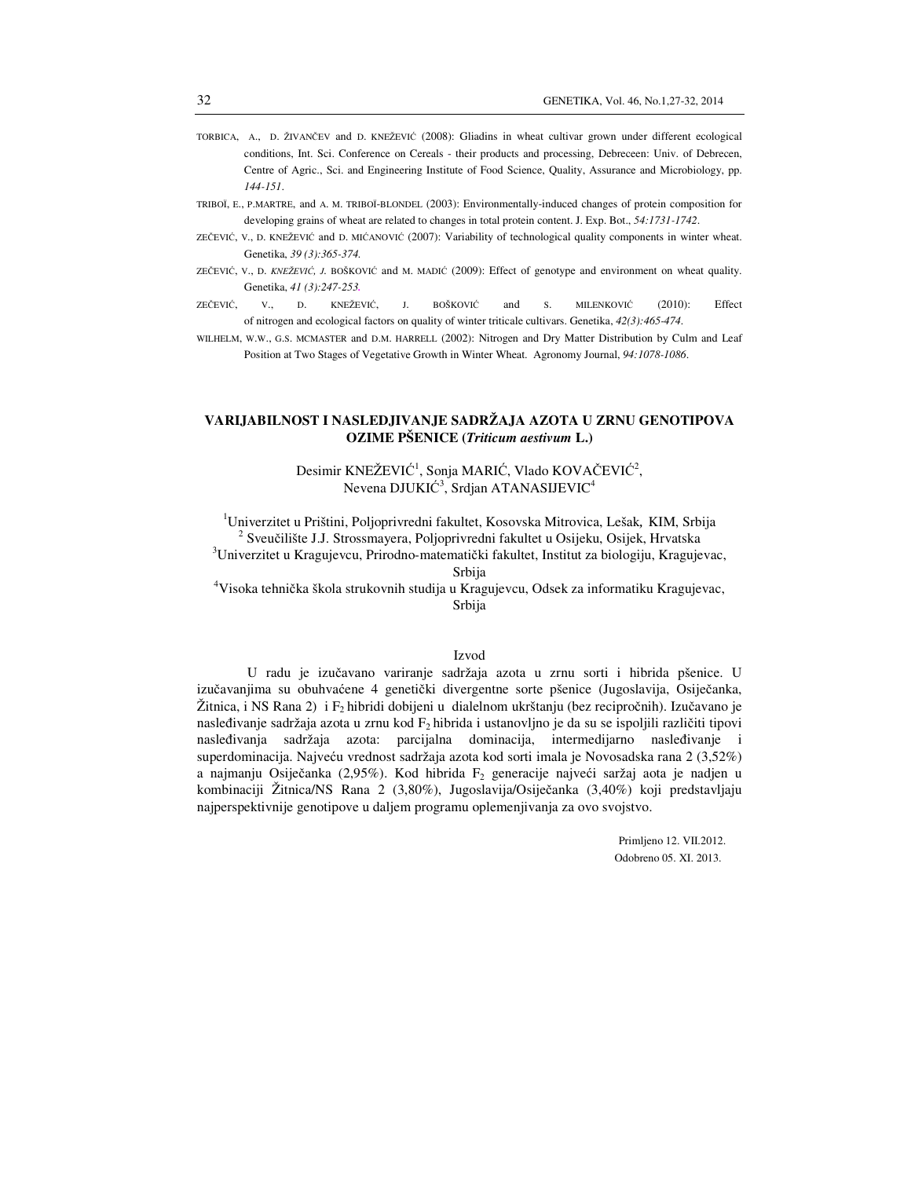TORBICA, A., D. ŽIVANČEV and D. KNEŽEVIĆ (2008): Gliadins in wheat cultivar grown under different ecological conditions, Int. Sci. Conference on Cereals - their products and processing, Debreceen: Univ. of Debrecen, Centre of Agric., Sci. and Engineering Institute of Food Science, Quality, Assurance and Microbiology, pp. *144-151*.

TRIBOÏ, E., P.MARTRE, and A. M. TRIBOÏ-BLONDEL (2003): Environmentally-induced changes of protein composition for developing grains of wheat are related to changes in total protein content. J. Exp. Bot., *54:1731-1742*.

ZEČEVIĆ, V., D. KNEŽEVIĆ and D. MIĆANOVIĆ (2007): Variability of technological quality components in winter wheat. Genetika, *39 (3):365-374.*

ZEČEVIĆ, V., D. *KNEŽEVIĆ, J.* BOŠKOVIĆ and M. MADIĆ (2009): Effect of genotype and environment on wheat quality. Genetika, *41 (3):247-253.*

ZEČEVIĆ, V., D. KNEŽEVIĆ, J. BOŠKOVIĆ and S. MILENKOVIĆ (2010): Effect of nitrogen and ecological factors on quality of winter triticale cultivars. Genetika, *42(3):465-474.*

WILHELM, W.W., G.S. MCMASTER and D.M. HARRELL (2002): Nitrogen and Dry Matter Distribution by Culm and Leaf Position at Two Stages of Vegetative Growth in Winter Wheat. Agronomy Journal, *94:1078-1086*.

## VARIJABILNOST I NASLEDJIVANJE SADRŽAJA AZOTA U ZRNU GENOTIPOVA OZIME PŠENICE (*Triticum aestivum* L.)

Desimir KNEŽEVIĆ[1], Sonja MARIĆ, Vlado KOVAČEVIĆ[2], Nevena DJUKIĆ[3], Srdjan ATANASIJEVIC[4]

[1]Univerzitet u Prištini, Poljoprivredni fakultet, Kosovska Mitrovica, Lešak, KIM, Srbija
[2] Sveučilište J.J. Strossmayera, Poljoprivredni fakultet u Osijeku, Osijek, Hrvatska
[3]Univerzitet u Kragujevcu, Prirodno-matematički fakultet, Institut za biologiju, Kragujevac, Srbija
[4]Visoka tehnička škola strukovnih studija u Kragujevcu, Odsek za informatiku Kragujevac, Srbija

### Izvod

U radu je izučavano variranje sadržaja azota u zrnu sorti i hibrida pšenice. U izučavanjima su obuhvaćene 4 genetički divergentne sorte pšenice (Jugoslavija, Osiječanka, Žitnica, i NS Rana 2) i $F_2$ hibridi dobijeni u dialelnom ukrštanju (bez recipročnih). Izučavano je nasleđivanje sadržaja azota u zrnu kod $F_2$ hibrida i ustanovljno je da su se ispoljili različiti tipovi nasleđivanja sadržaja azota: parcijalna dominacija, intermedijarno nasleđivanje i superdominacija. Najveću vrednost sadržaja azota kod sorti imala je Novosadska rana 2 (3,52%) a najmanju Osiječanka (2,95%). Kod hibrida $F_2$ generacije najveći saržaj aota je nadjen u kombinaciji Žitnica/NS Rana 2 (3,80%), Jugoslavija/Osiječanka (3,40%) koji predstavljaju najperspektivnije genotipove u daljem programu oplemenjivanja za ovo svojstvo.

Primljeno 12. VII.2012.
Odobreno 05. XI. 2013.